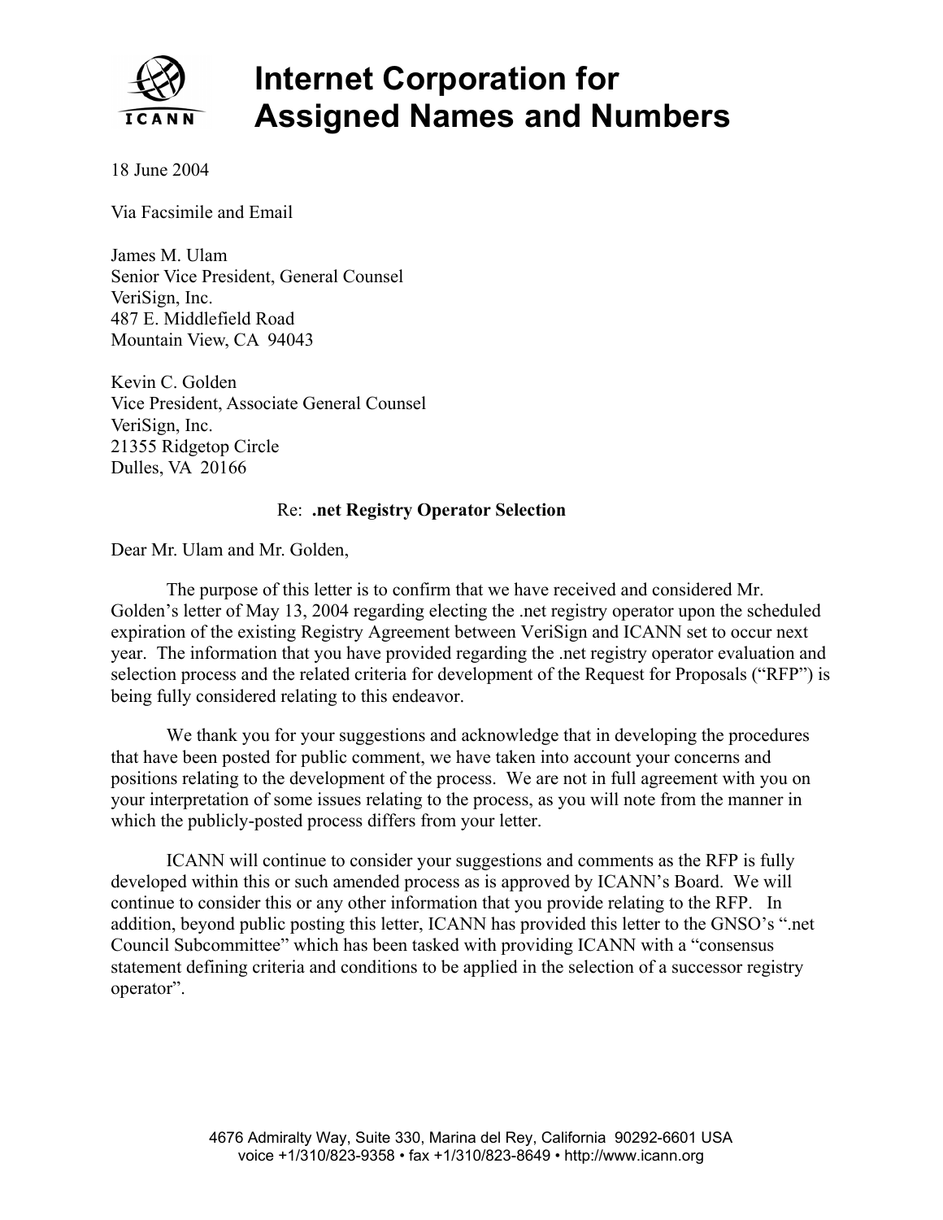# Internet Corporation for Assigned Names and Numbers

18 June 2004

Via Facsimile and Email

James M. Ulam  
Senior Vice President, General Counsel  
VeriSign, Inc.  
487 E. Middlefield Road  
Mountain View, CA 94043

Kevin C. Golden  
Vice President, Associate General Counsel  
VeriSign, Inc.  
21355 Ridgetop Circle  
Dulles, VA 20166

Re: **.net Registry Operator Selection**

Dear Mr. Ulam and Mr. Golden,

The purpose of this letter is to confirm that we have received and considered Mr. Golden's letter of May 13, 2004 regarding electing the .net registry operator upon the scheduled expiration of the existing Registry Agreement between VeriSign and ICANN set to occur next year. The information that you have provided regarding the .net registry operator evaluation and selection process and the related criteria for development of the Request for Proposals ("RFP") is being fully considered relating to this endeavor.

We thank you for your suggestions and acknowledge that in developing the procedures that have been posted for public comment, we have taken into account your concerns and positions relating to the development of the process. We are not in full agreement with you on your interpretation of some issues relating to the process, as you will note from the manner in which the publicly-posted process differs from your letter.

ICANN will continue to consider your suggestions and comments as the RFP is fully developed within this or such amended process as is approved by ICANN's Board. We will continue to consider this or any other information that you provide relating to the RFP. In addition, beyond public posting this letter, ICANN has provided this letter to the GNSO's ".net Council Subcommittee" which has been tasked with providing ICANN with a "consensus statement defining criteria and conditions to be applied in the selection of a successor registry operator".

4676 Admiralty Way, Suite 330, Marina del Rey, California 90292-6601 USA  
voice +1/310/823-9358 • fax +1/310/823-8649 • http://www.icann.org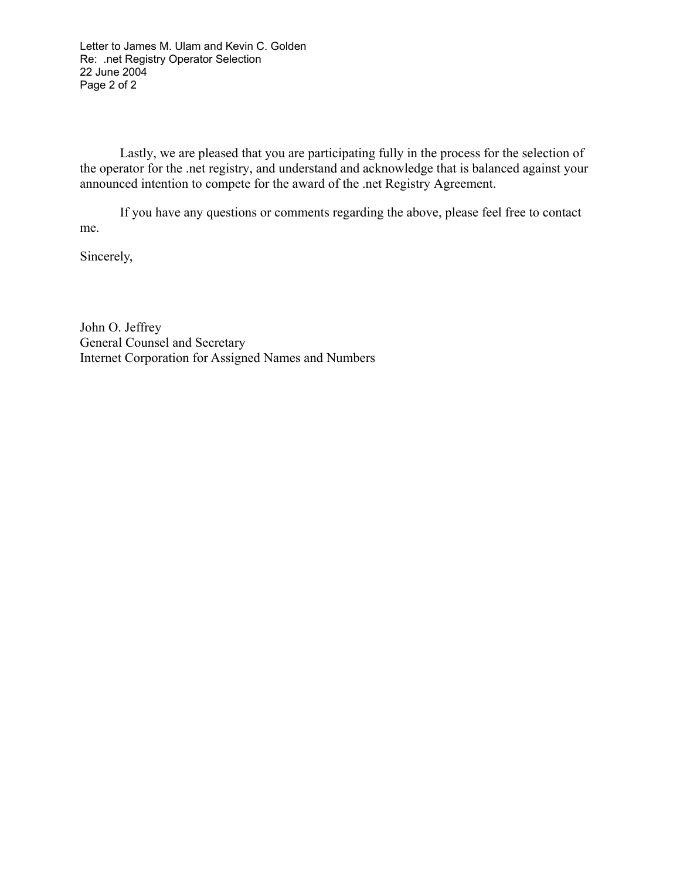Lastly, we are pleased that you are participating fully in the process for the selection of the operator for the .net registry, and understand and acknowledge that is balanced against your announced intention to compete for the award of the .net Registry Agreement.

If you have any questions or comments regarding the above, please feel free to contact me.

Sincerely,

John O. Jeffrey
General Counsel and Secretary
Internet Corporation for Assigned Names and Numbers